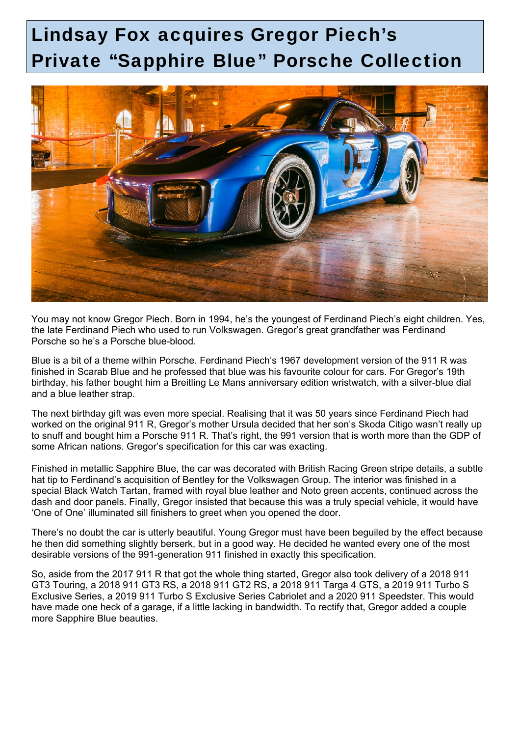# Lindsay Fox acquires Gregor Piech's Private "Sapphire Blue" Porsche Collection

You may not know Gregor Piech. Born in 1994, he's the youngest of Ferdinand Piech's eight children. Yes, the late Ferdinand Piech who used to run Volkswagen. Gregor's great grandfather was Ferdinand Porsche so he's a Porsche blue-blood.

Blue is a bit of a theme within Porsche. Ferdinand Piech's 1967 development version of the 911 R was finished in Scarab Blue and he professed that blue was his favourite colour for cars. For Gregor's 19th birthday, his father bought him a Breitling Le Mans anniversary edition wristwatch, with a silver-blue dial and a blue leather strap.

The next birthday gift was even more special. Realising that it was 50 years since Ferdinand Piech had worked on the original 911 R, Gregor's mother Ursula decided that her son's Skoda Citigo wasn't really up to snuff and bought him a Porsche 911 R. That's right, the 991 version that is worth more than the GDP of some African nations. Gregor's specification for this car was exacting.

Finished in metallic Sapphire Blue, the car was decorated with British Racing Green stripe details, a subtle hat tip to Ferdinand's acquisition of Bentley for the Volkswagen Group. The interior was finished in a special Black Watch Tartan, framed with royal blue leather and Noto green accents, continued across the dash and door panels. Finally, Gregor insisted that because this was a truly special vehicle, it would have 'One of One' illuminated sill finishers to greet when you opened the door.

There's no doubt the car is utterly beautiful. Young Gregor must have been beguiled by the effect because he then did something slightly berserk, but in a good way. He decided he wanted every one of the most desirable versions of the 991-generation 911 finished in exactly this specification.

So, aside from the 2017 911 R that got the whole thing started, Gregor also took delivery of a 2018 911 GT3 Touring, a 2018 911 GT3 RS, a 2018 911 GT2 RS, a 2018 911 Targa 4 GTS, a 2019 911 Turbo S Exclusive Series, a 2019 911 Turbo S Exclusive Series Cabriolet and a 2020 911 Speedster. This would have made one heck of a garage, if a little lacking in bandwidth. To rectify that, Gregor added a couple more Sapphire Blue beauties.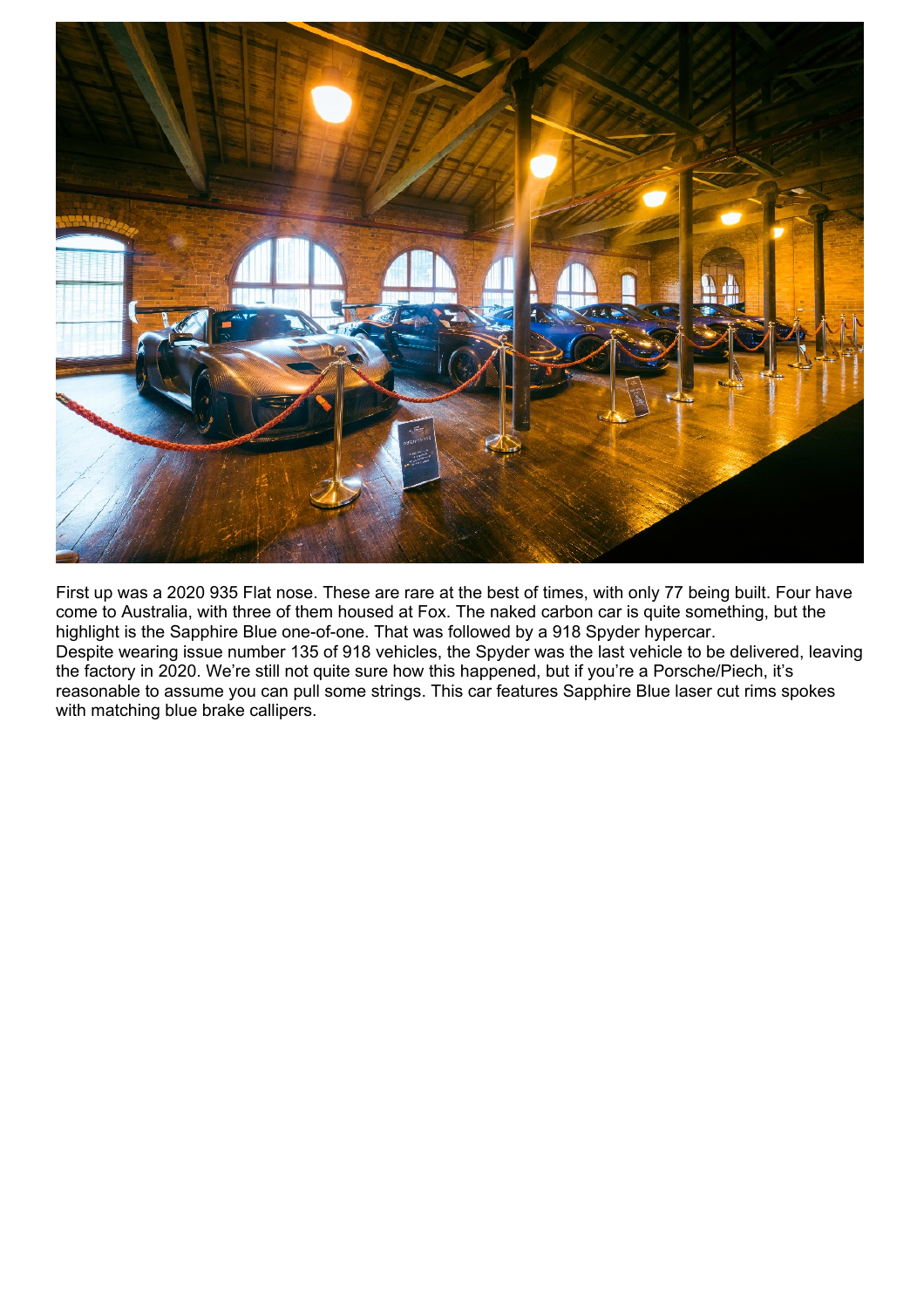First up was a 2020 935 Flat nose. These are rare at the best of times, with only 77 being built. Four have come to Australia, with three of them housed at Fox. The naked carbon car is quite something, but the highlight is the Sapphire Blue one-of-one. That was followed by a 918 Spyder hypercar.
Despite wearing issue number 135 of 918 vehicles, the Spyder was the last vehicle to be delivered, leaving the factory in 2020. We're still not quite sure how this happened, but if you're a Porsche/Piech, it's reasonable to assume you can pull some strings. This car features Sapphire Blue laser cut rims spokes with matching blue brake callipers.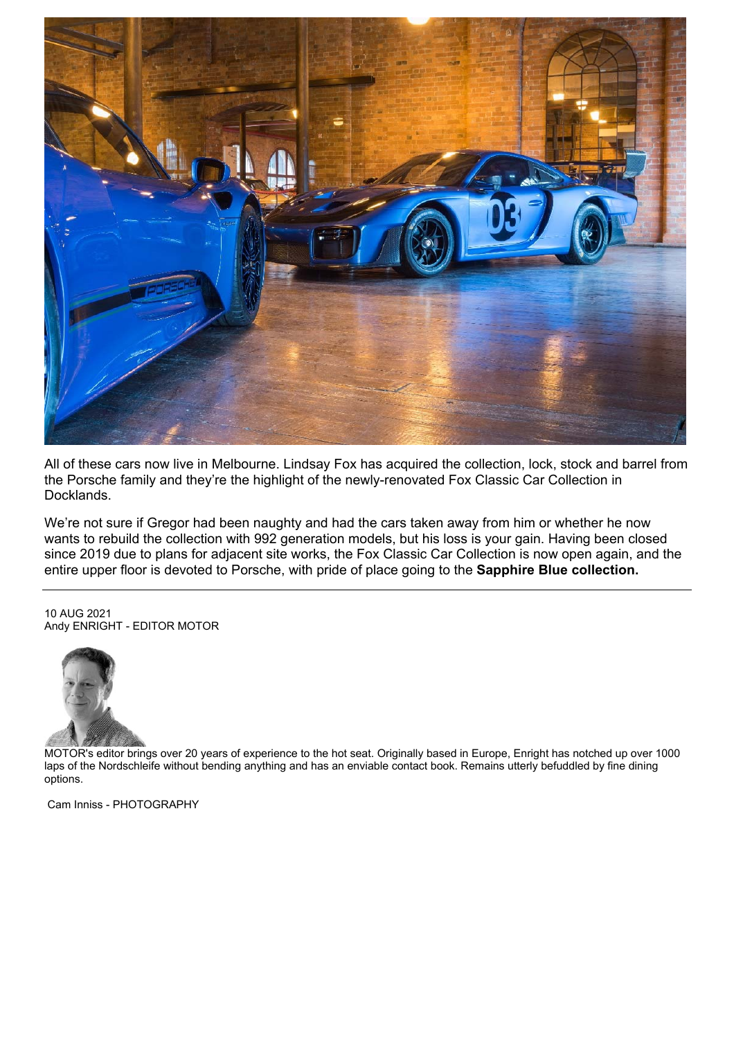All of these cars now live in Melbourne. Lindsay Fox has acquired the collection, lock, stock and barrel from the Porsche family and they're the highlight of the newly-renovated Fox Classic Car Collection in Docklands.

We're not sure if Gregor had been naughty and had the cars taken away from him or whether he now wants to rebuild the collection with 992 generation models, but his loss is your gain. Having been closed since 2019 due to plans for adjacent site works, the Fox Classic Car Collection is now open again, and the entire upper floor is devoted to Porsche, with pride of place going to the **Sapphire Blue collection.**

---

10 AUG 2021
Andy ENRIGHT - EDITOR MOTOR

MOTOR's editor brings over 20 years of experience to the hot seat. Originally based in Europe, Enright has notched up over 1000 laps of the Nordschleife without bending anything and has an enviable contact book. Remains utterly befuddled by fine dining options.

Cam Inniss - PHOTOGRAPHY